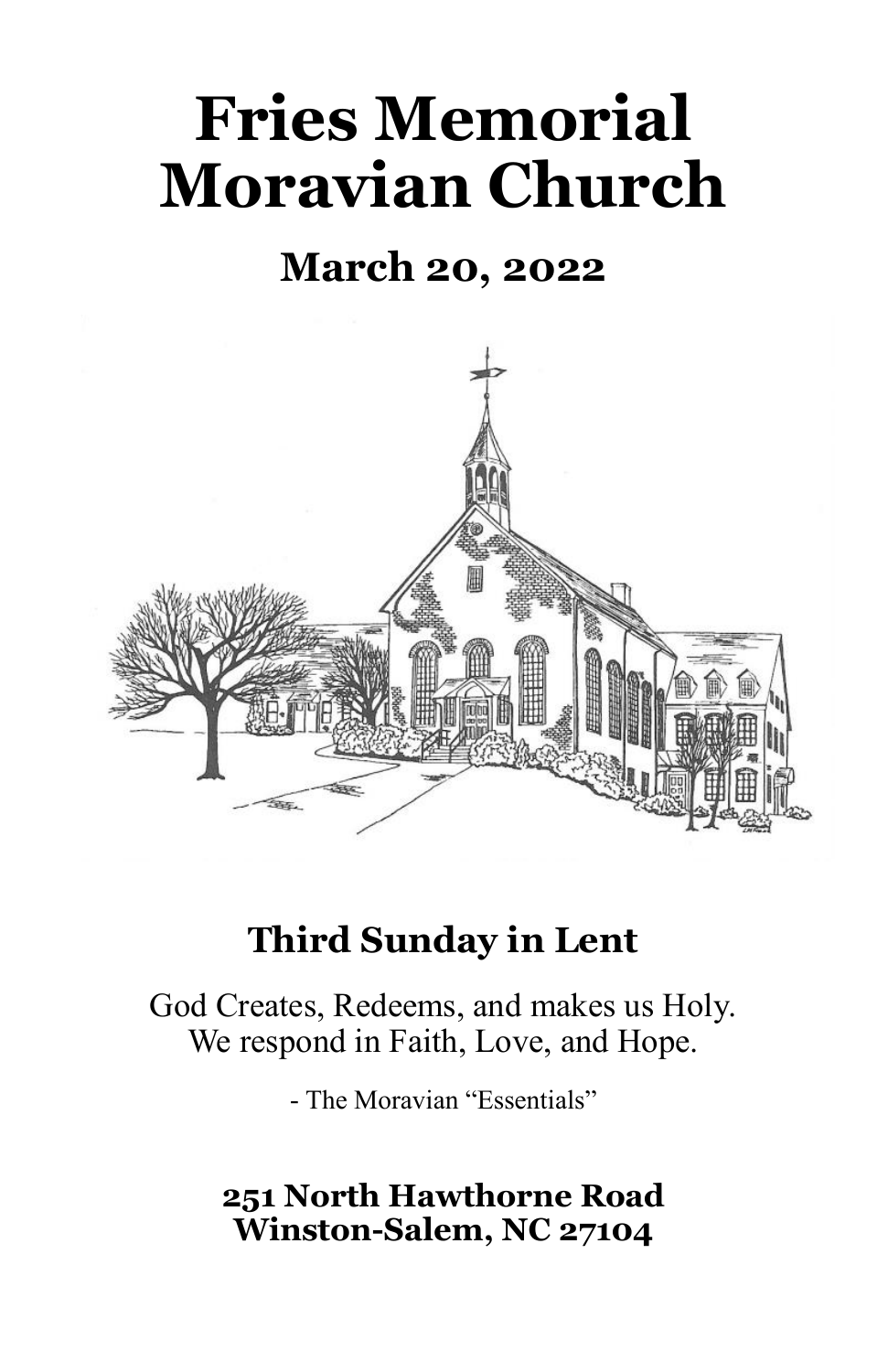# Fries Memorial Moravian Church

## March 20, 2022

## Third Sunday in Lent

God Creates, Redeems, and makes us Holy.
We respond in Faith, Love, and Hope.

- The Moravian "Essentials"

**251 North Hawthorne Road**
**Winston-Salem, NC 27104**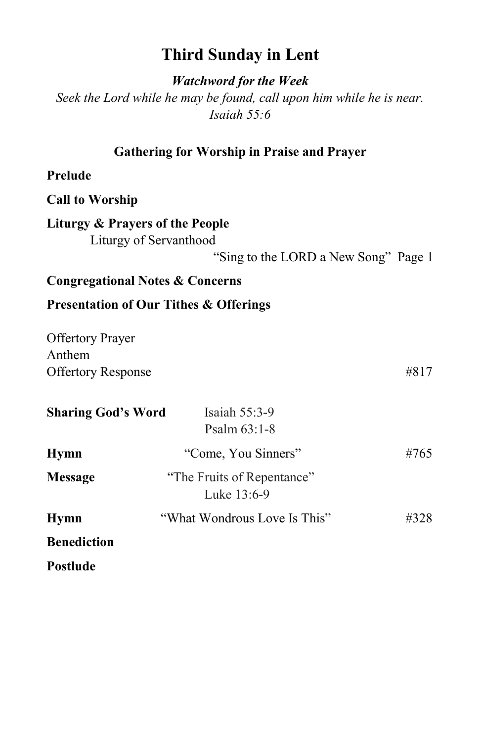# Third Sunday in Lent

***Watchword for the Week***

*Seek the Lord while he may be found, call upon him while he is near.*
*Isaiah 55:6*

## Gathering for Worship in Praise and Prayer

**Prelude**

**Call to Worship**

**Liturgy & Prayers of the People**

Liturgy of Servanthood

"Sing to the LORD a New Song" Page 1

**Congregational Notes & Concerns**

**Presentation of Our Tithes & Offerings**

Offertory Prayer
Anthem
Offertory Response #817

**Sharing God's Word** Isaiah 55:3-9
Psalm 63:1-8

**Hymn** "Come, You Sinners" #765

**Message** "The Fruits of Repentance"
Luke 13:6-9

**Hymn** "What Wondrous Love Is This" #328

**Benediction**

**Postlude**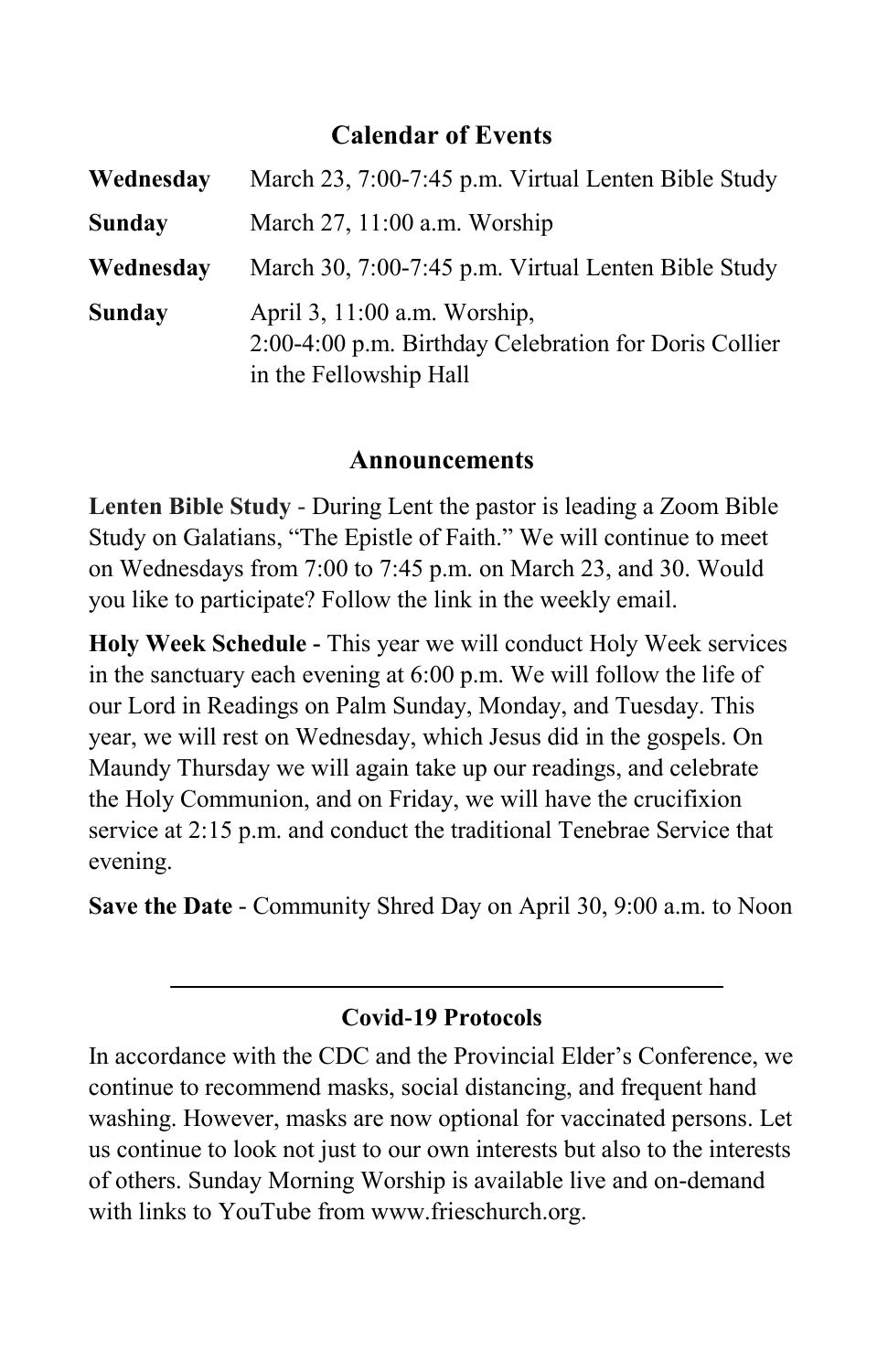## Calendar of Events

| | |
|---|---|
| **Wednesday** | March 23, 7:00-7:45 p.m. Virtual Lenten Bible Study |
| **Sunday** | March 27, 11:00 a.m. Worship |
| **Wednesday** | March 30, 7:00-7:45 p.m. Virtual Lenten Bible Study |
| **Sunday** | April 3, 11:00 a.m. Worship, 2:00-4:00 p.m. Birthday Celebration for Doris Collier in the Fellowship Hall |

## Announcements

**Lenten Bible Study** - During Lent the pastor is leading a Zoom Bible Study on Galatians, "The Epistle of Faith." We will continue to meet on Wednesdays from 7:00 to 7:45 p.m. on March 23, and 30. Would you like to participate? Follow the link in the weekly email.

**Holy Week Schedule -** This year we will conduct Holy Week services in the sanctuary each evening at 6:00 p.m. We will follow the life of our Lord in Readings on Palm Sunday, Monday, and Tuesday. This year, we will rest on Wednesday, which Jesus did in the gospels. On Maundy Thursday we will again take up our readings, and celebrate the Holy Communion, and on Friday, we will have the crucifixion service at 2:15 p.m. and conduct the traditional Tenebrae Service that evening.

**Save the Date** - Community Shred Day on April 30, 9:00 a.m. to Noon

---

## Covid-19 Protocols

In accordance with the CDC and the Provincial Elder's Conference, we continue to recommend masks, social distancing, and frequent hand washing. However, masks are now optional for vaccinated persons. Let us continue to look not just to our own interests but also to the interests of others. Sunday Morning Worship is available live and on-demand with links to YouTube from www.frieschurch.org.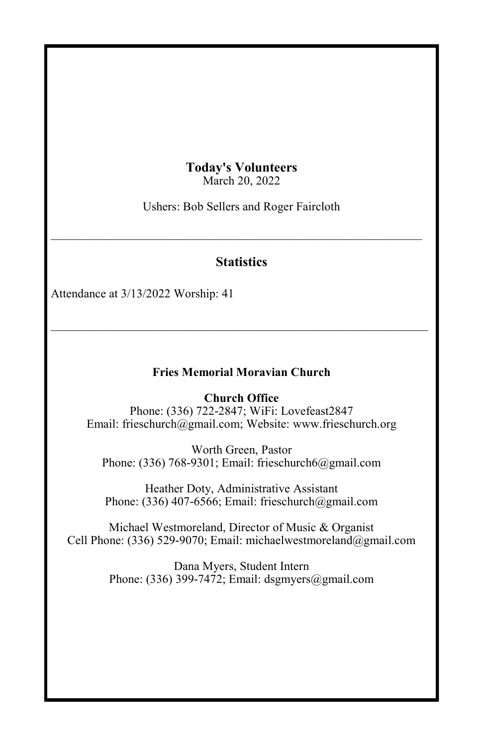## Today's Volunteers

March 20, 2022

Ushers: Bob Sellers and Roger Faircloth

---

## Statistics

Attendance at 3/13/2022 Worship: 41

---

**Fries Memorial Moravian Church**

**Church Office**
Phone: (336) 722-2847; WiFi: Lovefeast2847
Email: frieschurch@gmail.com; Website: www.frieschurch.org

Worth Green, Pastor
Phone: (336) 768-9301; Email: frieschurch6@gmail.com

Heather Doty, Administrative Assistant
Phone: (336) 407-6566; Email: frieschurch@gmail.com

Michael Westmoreland, Director of Music & Organist
Cell Phone: (336) 529-9070; Email: michaelwestmoreland@gmail.com

Dana Myers, Student Intern
Phone: (336) 399-7472; Email: dsgmyers@gmail.com